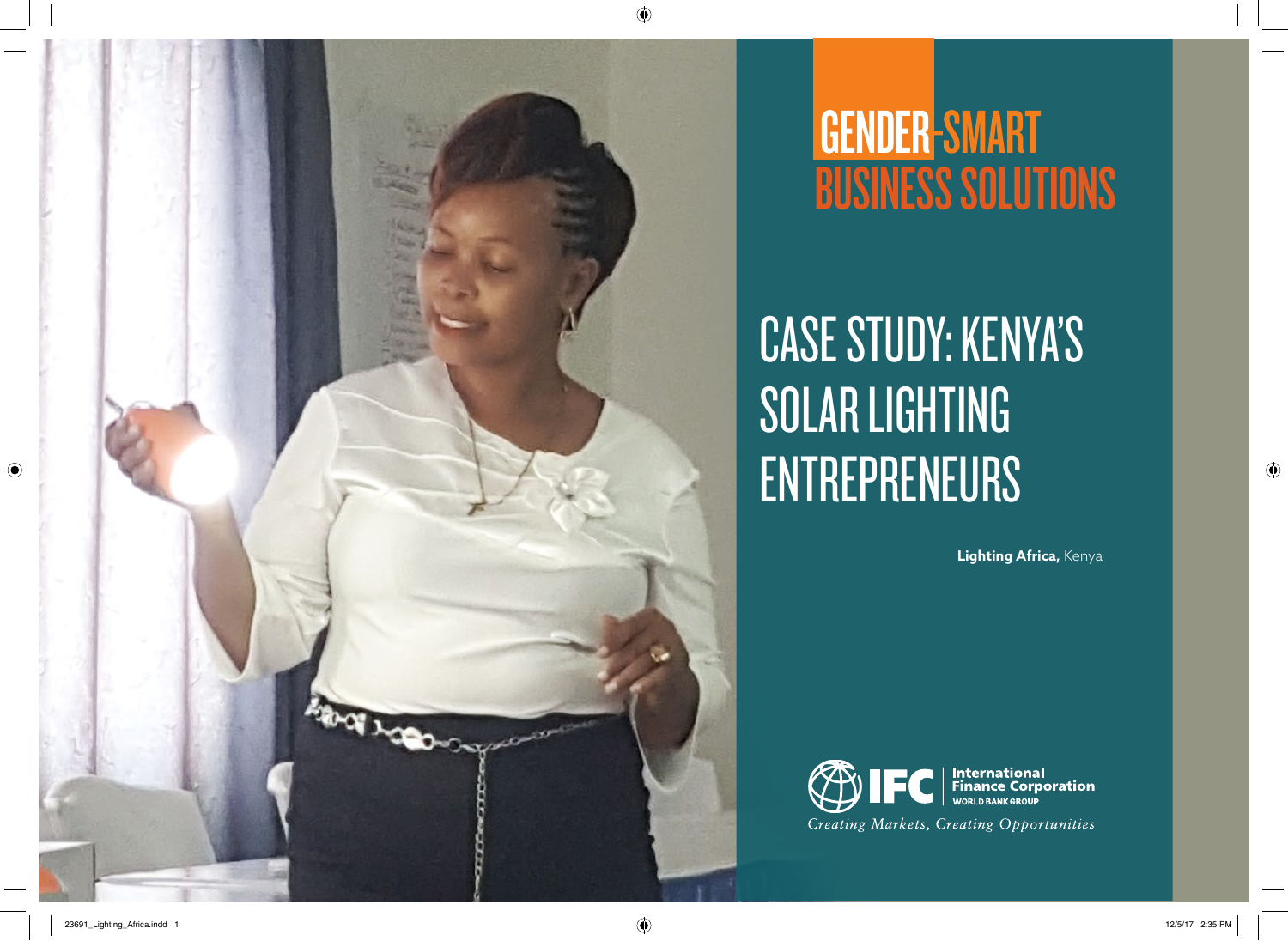# GENDER-SMART BUSINESS SOLUTIONS

# CASE STUDY: KENYA'S SOLAR LIGHTING ENTREPRENEURS

**Lighting Africa,** Kenya

International Finance Corporation
WORLD BANK GROUP

*Creating Markets, Creating Opportunities*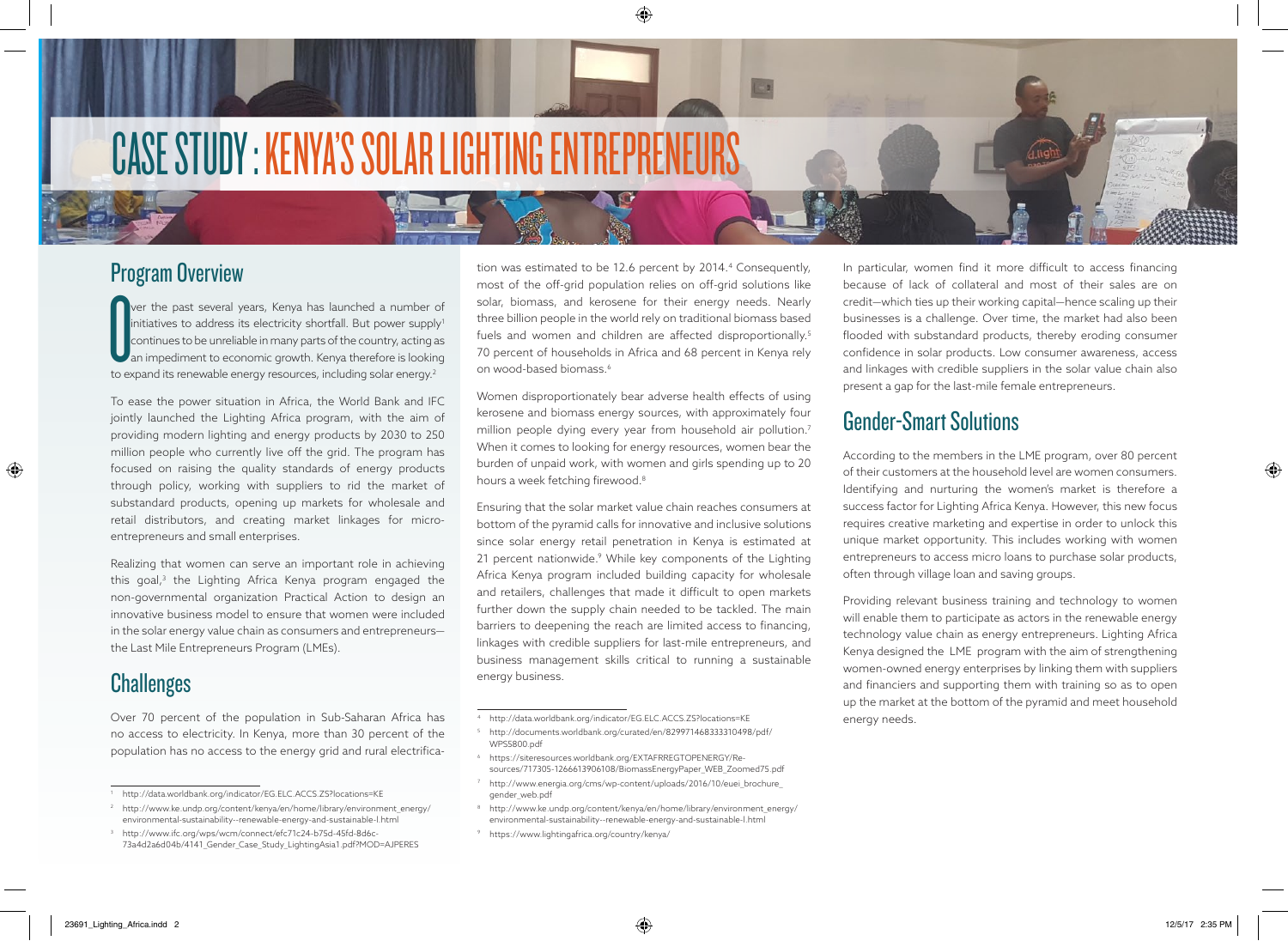# CASE STUDY: KENYA'S SOLAR LIGHTING ENTREPRENEURS

## Program Overview

Over the past several years, Kenya has launched a number of initiatives to address its electricity shortfall. But power supply[1] continues to be unreliable in many parts of the country, acting as an impediment to economic growth. Kenya therefore is looking to expand its renewable energy resources, including solar energy.[2]

To ease the power situation in Africa, the World Bank and IFC jointly launched the Lighting Africa program, with the aim of providing modern lighting and energy products by 2030 to 250 million people who currently live off the grid. The program has focused on raising the quality standards of energy products through policy, working with suppliers to rid the market of substandard products, opening up markets for wholesale and retail distributors, and creating market linkages for micro-entrepreneurs and small enterprises.

Realizing that women can serve an important role in achieving this goal,[3] the Lighting Africa Kenya program engaged the non-governmental organization Practical Action to design an innovative business model to ensure that women were included in the solar energy value chain as consumers and entrepreneurs—the Last Mile Entrepreneurs Program (LMEs).

## Challenges

Over 70 percent of the population in Sub-Saharan Africa has no access to electricity. In Kenya, more than 30 percent of the population has no access to the energy grid and rural electrification was estimated to be 12.6 percent by 2014.[4] Consequently, most of the off-grid population relies on off-grid solutions like solar, biomass, and kerosene for their energy needs. Nearly three billion people in the world rely on traditional biomass based fuels and women and children are affected disproportionally.[5] 70 percent of households in Africa and 68 percent in Kenya rely on wood-based biomass.[6]

Women disproportionately bear adverse health effects of using kerosene and biomass energy sources, with approximately four million people dying every year from household air pollution.[7] When it comes to looking for energy resources, women bear the burden of unpaid work, with women and girls spending up to 20 hours a week fetching firewood.[8]

Ensuring that the solar market value chain reaches consumers at bottom of the pyramid calls for innovative and inclusive solutions since solar energy retail penetration in Kenya is estimated at 21 percent nationwide.[9] While key components of the Lighting Africa Kenya program included building capacity for wholesale and retailers, challenges that made it difficult to open markets further down the supply chain needed to be tackled. The main barriers to deepening the reach are limited access to financing, linkages with credible suppliers for last-mile entrepreneurs, and business management skills critical to running a sustainable energy business.

In particular, women find it more difficult to access financing because of lack of collateral and most of their sales are on credit—which ties up their working capital—hence scaling up their businesses is a challenge. Over time, the market had also been flooded with substandard products, thereby eroding consumer confidence in solar products. Low consumer awareness, access and linkages with credible suppliers in the solar value chain also present a gap for the last-mile female entrepreneurs.

## Gender-Smart Solutions

According to the members in the LME program, over 80 percent of their customers at the household level are women consumers. Identifying and nurturing the women's market is therefore a success factor for Lighting Africa Kenya. However, this new focus requires creative marketing and expertise in order to unlock this unique market opportunity. This includes working with women entrepreneurs to access micro loans to purchase solar products, often through village loan and saving groups.

Providing relevant business training and technology to women will enable them to participate as actors in the renewable energy technology value chain as energy entrepreneurs. Lighting Africa Kenya designed the LME program with the aim of strengthening women-owned energy enterprises by linking them with suppliers and financiers and supporting them with training so as to open up the market at the bottom of the pyramid and meet household energy needs.

---

1 http://data.worldbank.org/indicator/EG.ELC.ACCS.ZS?locations=KE

2 http://www.ke.undp.org/content/kenya/en/home/library/environment_energy/environmental-sustainability--renewable-energy-and-sustainable-l.html

3 http://www.ifc.org/wps/wcm/connect/efc71c24-b75d-45fd-8d6c-73a4d2a6d04b/4141_Gender_Case_Study_LightingAsia1.pdf?MOD=AJPERES

4 http://data.worldbank.org/indicator/EG.ELC.ACCS.ZS?locations=KE

5 http://documents.worldbank.org/curated/en/829971468333310498/pdf/WPS5800.pdf

6 https://siteresources.worldbank.org/EXTAFRREGTOPENERGY/Resources/717305-1266613906108/BiomassEnergyPaper_WEB_Zoomed75.pdf

7 http://www.energia.org/cms/wp-content/uploads/2016/10/euei_brochure_gender_web.pdf

8 http://www.ke.undp.org/content/kenya/en/home/library/environment_energy/environmental-sustainability--renewable-energy-and-sustainable-l.html

9 https://www.lightingafrica.org/country/kenya/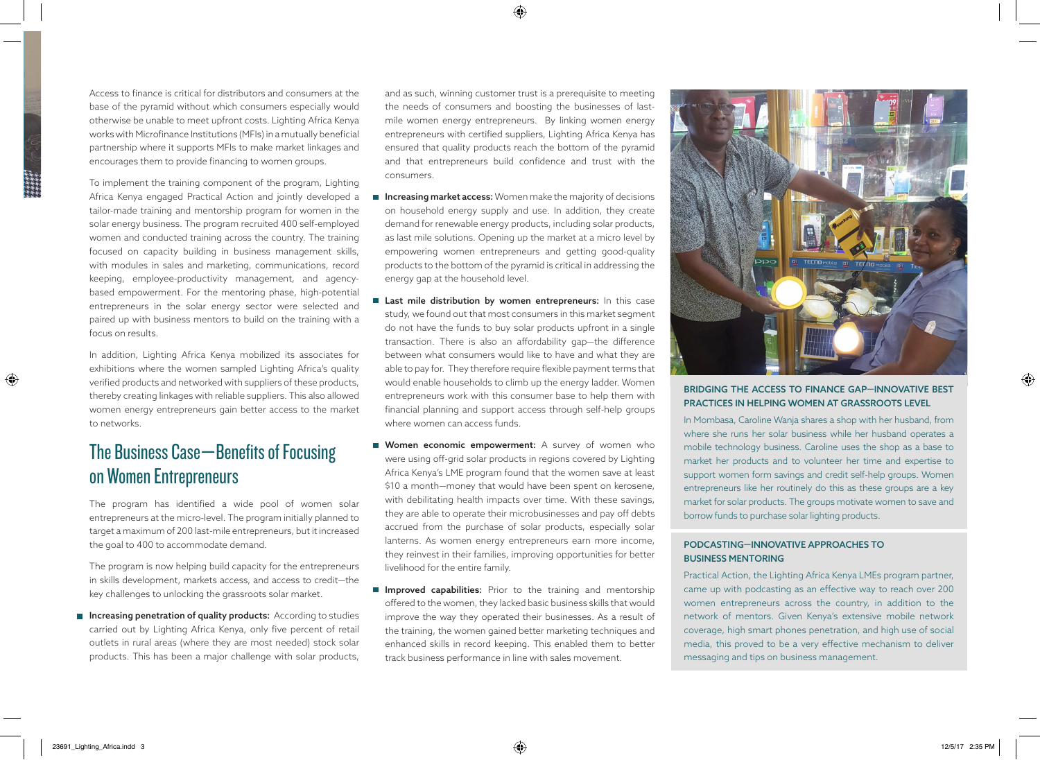Access to finance is critical for distributors and consumers at the base of the pyramid without which consumers especially would otherwise be unable to meet upfront costs. Lighting Africa Kenya works with Microfinance Institutions (MFIs) in a mutually beneficial partnership where it supports MFIs to make market linkages and encourages them to provide financing to women groups.

To implement the training component of the program, Lighting Africa Kenya engaged Practical Action and jointly developed a tailor-made training and mentorship program for women in the solar energy business. The program recruited 400 self-employed women and conducted training across the country. The training focused on capacity building in business management skills, with modules in sales and marketing, communications, record keeping, employee-productivity management, and agency-based empowerment. For the mentoring phase, high-potential entrepreneurs in the solar energy sector were selected and paired up with business mentors to build on the training with a focus on results.

In addition, Lighting Africa Kenya mobilized its associates for exhibitions where the women sampled Lighting Africa's quality verified products and networked with suppliers of these products, thereby creating linkages with reliable suppliers. This also allowed women energy entrepreneurs gain better access to the market to networks.

## The Business Case—Benefits of Focusing on Women Entrepreneurs

The program has identified a wide pool of women solar entrepreneurs at the micro-level. The program initially planned to target a maximum of 200 last-mile entrepreneurs, but it increased the goal to 400 to accommodate demand.

The program is now helping build capacity for the entrepreneurs in skills development, markets access, and access to credit—the key challenges to unlocking the grassroots solar market.

- **Increasing penetration of quality products:** According to studies carried out by Lighting Africa Kenya, only five percent of retail outlets in rural areas (where they are most needed) stock solar products. This has been a major challenge with solar products, and as such, winning customer trust is a prerequisite to meeting the needs of consumers and boosting the businesses of last-mile women energy entrepreneurs. By linking women energy entrepreneurs with certified suppliers, Lighting Africa Kenya has ensured that quality products reach the bottom of the pyramid and that entrepreneurs build confidence and trust with the consumers.
- **Increasing market access:** Women make the majority of decisions on household energy supply and use. In addition, they create demand for renewable energy products, including solar products, as last mile solutions. Opening up the market at a micro level by empowering women entrepreneurs and getting good-quality products to the bottom of the pyramid is critical in addressing the energy gap at the household level.
- **Last mile distribution by women entrepreneurs:** In this case study, we found out that most consumers in this market segment do not have the funds to buy solar products upfront in a single transaction. There is also an affordability gap—the difference between what consumers would like to have and what they are able to pay for. They therefore require flexible payment terms that would enable households to climb up the energy ladder. Women entrepreneurs work with this consumer base to help them with financial planning and support access through self-help groups where women can access funds.
- **Women economic empowerment:** A survey of women who were using off-grid solar products in regions covered by Lighting Africa Kenya's LME program found that the women save at least $10 a month—money that would have been spent on kerosene, with debilitating health impacts over time. With these savings, they are able to operate their microbusinesses and pay off debts accrued from the purchase of solar products, especially solar lanterns. As women energy entrepreneurs earn more income, they reinvest in their families, improving opportunities for better livelihood for the entire family.
- **Improved capabilities:** Prior to the training and mentorship offered to the women, they lacked basic business skills that would improve the way they operated their businesses. As a result of the training, the women gained better marketing techniques and enhanced skills in record keeping. This enabled them to better track business performance in line with sales movement.

### BRIDGING THE ACCESS TO FINANCE GAP—INNOVATIVE BEST PRACTICES IN HELPING WOMEN AT GRASSROOTS LEVEL

In Mombasa, Caroline Wanja shares a shop with her husband, from where she runs her solar business while her husband operates a mobile technology business. Caroline uses the shop as a base to market her products and to volunteer her time and expertise to support women form savings and credit self-help groups. Women entrepreneurs like her routinely do this as these groups are a key market for solar products. The groups motivate women to save and borrow funds to purchase solar lighting products.

### PODCASTING—INNOVATIVE APPROACHES TO BUSINESS MENTORING

Practical Action, the Lighting Africa Kenya LMEs program partner, came up with podcasting as an effective way to reach over 200 women entrepreneurs across the country, in addition to the network of mentors. Given Kenya's extensive mobile network coverage, high smart phones penetration, and high use of social media, this proved to be a very effective mechanism to deliver messaging and tips on business management.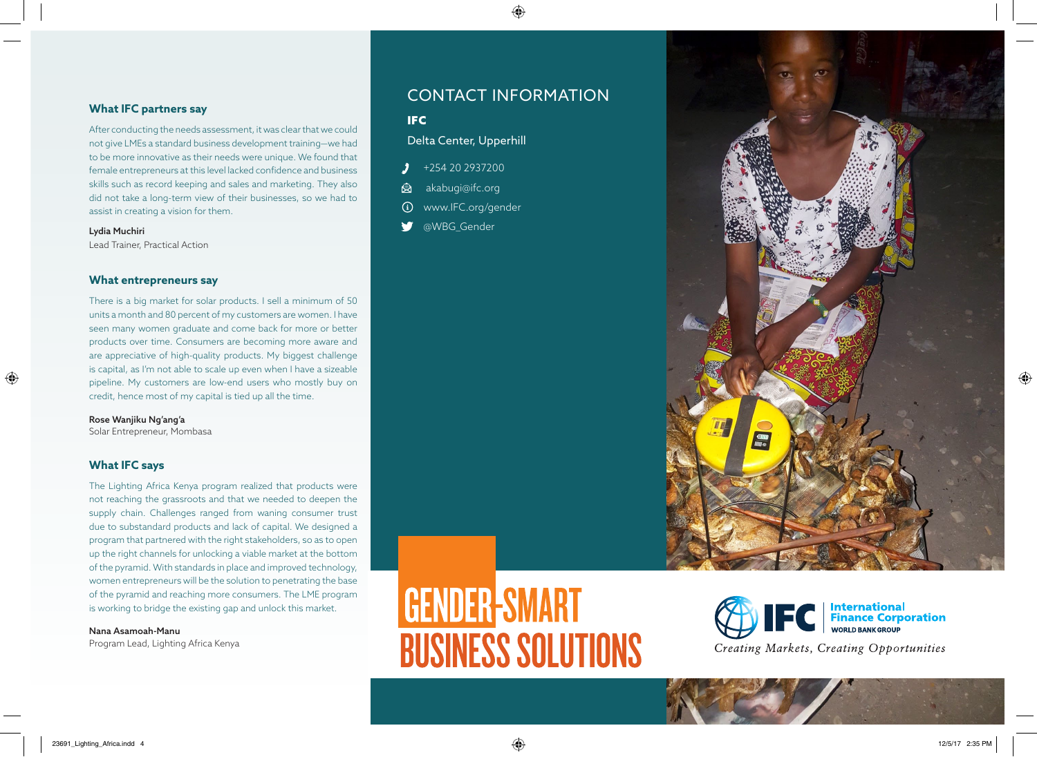### What IFC partners say

After conducting the needs assessment, it was clear that we could not give LMEs a standard business development training—we had to be more innovative as their needs were unique. We found that female entrepreneurs at this level lacked confidence and business skills such as record keeping and sales and marketing. They also did not take a long-term view of their businesses, so we had to assist in creating a vision for them.

**Lydia Muchiri**
Lead Trainer, Practical Action

### What entrepreneurs say

There is a big market for solar products. I sell a minimum of 50 units a month and 80 percent of my customers are women. I have seen many women graduate and come back for more or better products over time. Consumers are becoming more aware and are appreciative of high-quality products. My biggest challenge is capital, as I'm not able to scale up even when I have a sizeable pipeline. My customers are low-end users who mostly buy on credit, hence most of my capital is tied up all the time.

**Rose Wanjiku Ng'ang'a**
Solar Entrepreneur, Mombasa

### What IFC says

The Lighting Africa Kenya program realized that products were not reaching the grassroots and that we needed to deepen the supply chain. Challenges ranged from waning consumer trust due to substandard products and lack of capital. We designed a program that partnered with the right stakeholders, so as to open up the right channels for unlocking a viable market at the bottom of the pyramid. With standards in place and improved technology, women entrepreneurs will be the solution to penetrating the base of the pyramid and reaching more consumers. The LME program is working to bridge the existing gap and unlock this market.

**Nana Asamoah-Manu**
Program Lead, Lighting Africa Kenya

## CONTACT INFORMATION

**IFC**

Delta Center, Upperhill

- +254 20 2937200
- akabugi@ifc.org
- www.IFC.org/gender
- @WBG_Gender

# GENDER-SMART BUSINESS SOLUTIONS

IFC International Finance Corporation
WORLD BANK GROUP

*Creating Markets, Creating Opportunities*